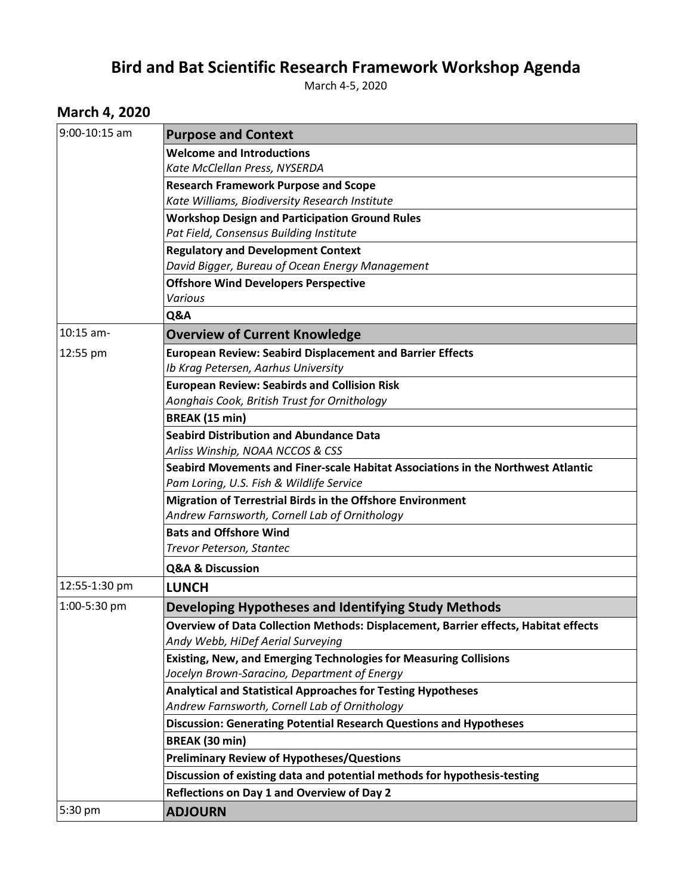# Bird and Bat Scientific Research Framework Workshop Agenda

March 4-5, 2020

## March 4, 2020

| Time | Session |
|---|---|
| 9:00-10:15 am | **Purpose and Context** |
| | **Welcome and Introductions**<br>*Kate McClellan Press, NYSERDA* |
| | **Research Framework Purpose and Scope**<br>*Kate Williams, Biodiversity Research Institute* |
| | **Workshop Design and Participation Ground Rules**<br>*Pat Field, Consensus Building Institute* |
| | **Regulatory and Development Context**<br>*David Bigger, Bureau of Ocean Energy Management* |
| | **Offshore Wind Developers Perspective**<br>*Various* |
| | **Q&A** |
| 10:15 am-12:55 pm | **Overview of Current Knowledge** |
| | **European Review: Seabird Displacement and Barrier Effects**<br>*Ib Krag Petersen, Aarhus University* |
| | **European Review: Seabirds and Collision Risk**<br>*Aonghais Cook, British Trust for Ornithology* |
| | **BREAK (15 min)** |
| | **Seabird Distribution and Abundance Data**<br>*Arliss Winship, NOAA NCCOS & CSS* |
| | **Seabird Movements and Finer-scale Habitat Associations in the Northwest Atlantic**<br>*Pam Loring, U.S. Fish & Wildlife Service* |
| | **Migration of Terrestrial Birds in the Offshore Environment**<br>*Andrew Farnsworth, Cornell Lab of Ornithology* |
| | **Bats and Offshore Wind**<br>*Trevor Peterson, Stantec* |
| | **Q&A & Discussion** |
| 12:55-1:30 pm | **LUNCH** |
| 1:00-5:30 pm | **Developing Hypotheses and Identifying Study Methods** |
| | **Overview of Data Collection Methods: Displacement, Barrier effects, Habitat effects**<br>*Andy Webb, HiDef Aerial Surveying* |
| | **Existing, New, and Emerging Technologies for Measuring Collisions**<br>*Jocelyn Brown-Saracino, Department of Energy* |
| | **Analytical and Statistical Approaches for Testing Hypotheses**<br>*Andrew Farnsworth, Cornell Lab of Ornithology* |
| | **Discussion: Generating Potential Research Questions and Hypotheses** |
| | **BREAK (30 min)** |
| | **Preliminary Review of Hypotheses/Questions** |
| | **Discussion of existing data and potential methods for hypothesis-testing** |
| | **Reflections on Day 1 and Overview of Day 2** |
| 5:30 pm | **ADJOURN** |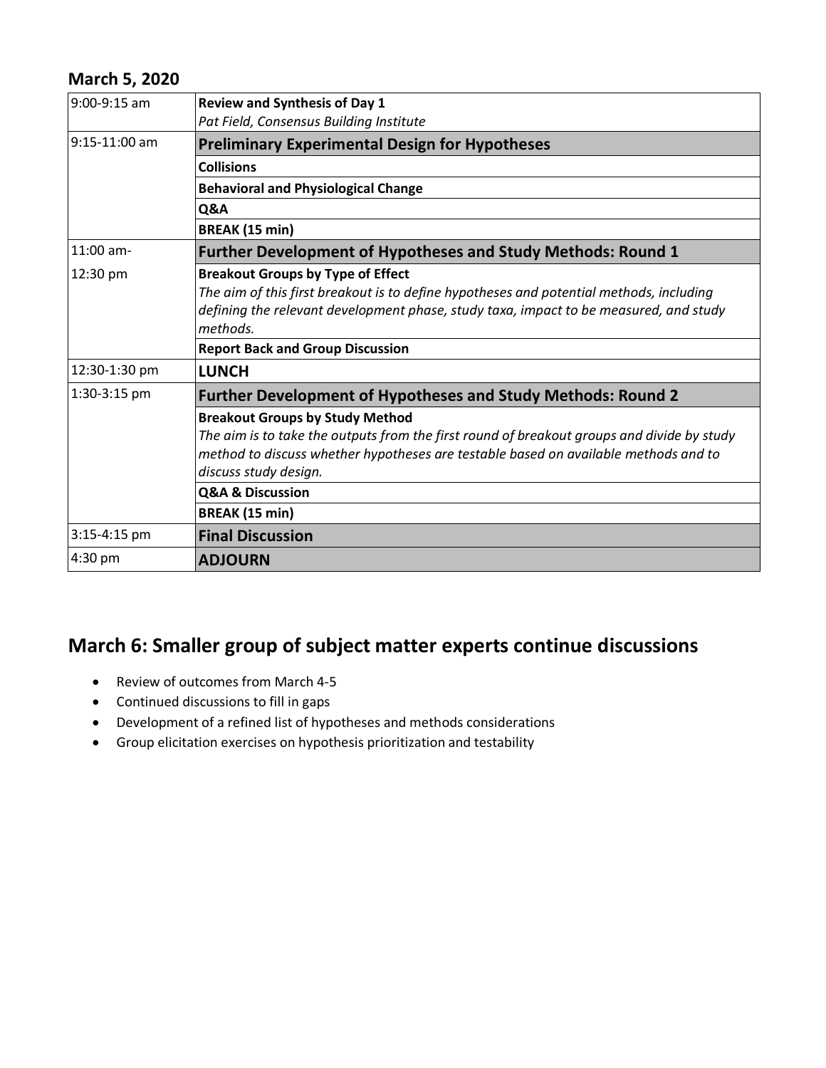## March 5, 2020

| | |
|---|---|
| 9:00-9:15 am | **Review and Synthesis of Day 1**<br>*Pat Field, Consensus Building Institute* |
| 9:15-11:00 am | **Preliminary Experimental Design for Hypotheses** |
| | **Collisions** |
| | **Behavioral and Physiological Change** |
| | **Q&A** |
| | **BREAK (15 min)** |
| 11:00 am-12:30 pm | **Further Development of Hypotheses and Study Methods: Round 1** |
| | **Breakout Groups by Type of Effect**<br>*The aim of this first breakout is to define hypotheses and potential methods, including defining the relevant development phase, study taxa, impact to be measured, and study methods.* |
| | **Report Back and Group Discussion** |
| 12:30-1:30 pm | **LUNCH** |
| 1:30-3:15 pm | **Further Development of Hypotheses and Study Methods: Round 2** |
| | **Breakout Groups by Study Method**<br>*The aim is to take the outputs from the first round of breakout groups and divide by study method to discuss whether hypotheses are testable based on available methods and to discuss study design.* |
| | **Q&A & Discussion** |
| | **BREAK (15 min)** |
| 3:15-4:15 pm | **Final Discussion** |
| 4:30 pm | **ADJOURN** |

## March 6: Smaller group of subject matter experts continue discussions

- Review of outcomes from March 4-5
- Continued discussions to fill in gaps
- Development of a refined list of hypotheses and methods considerations
- Group elicitation exercises on hypothesis prioritization and testability